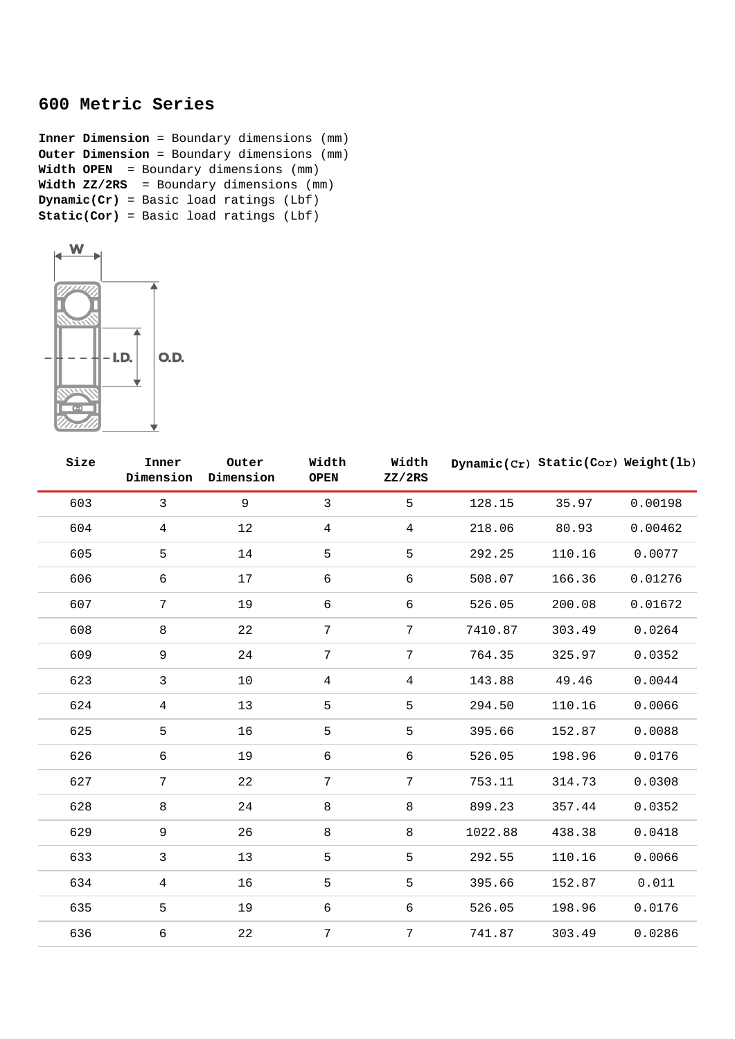## 600 Metric Series

**Inner Dimension** = Boundary dimensions (mm)
**Outer Dimension** = Boundary dimensions (mm)
**Width OPEN** = Boundary dimensions (mm)
**Width ZZ/2RS** = Boundary dimensions (mm)
**Dynamic(Cr)** = Basic load ratings (Lbf)
**Static(Cor)** = Basic load ratings (Lbf)

| Size | Inner Dimension | Outer Dimension | Width OPEN | Width ZZ/2RS | Dynamic(Cr) | Static(Cor) | Weight(lb) |
|---|---|---|---|---|---|---|---|
| 603 | 3 | 9 | 3 | 5 | 128.15 | 35.97 | 0.00198 |
| 604 | 4 | 12 | 4 | 4 | 218.06 | 80.93 | 0.00462 |
| 605 | 5 | 14 | 5 | 5 | 292.25 | 110.16 | 0.0077 |
| 606 | 6 | 17 | 6 | 6 | 508.07 | 166.36 | 0.01276 |
| 607 | 7 | 19 | 6 | 6 | 526.05 | 200.08 | 0.01672 |
| 608 | 8 | 22 | 7 | 7 | 7410.87 | 303.49 | 0.0264 |
| 609 | 9 | 24 | 7 | 7 | 764.35 | 325.97 | 0.0352 |
| 623 | 3 | 10 | 4 | 4 | 143.88 | 49.46 | 0.0044 |
| 624 | 4 | 13 | 5 | 5 | 294.50 | 110.16 | 0.0066 |
| 625 | 5 | 16 | 5 | 5 | 395.66 | 152.87 | 0.0088 |
| 626 | 6 | 19 | 6 | 6 | 526.05 | 198.96 | 0.0176 |
| 627 | 7 | 22 | 7 | 7 | 753.11 | 314.73 | 0.0308 |
| 628 | 8 | 24 | 8 | 8 | 899.23 | 357.44 | 0.0352 |
| 629 | 9 | 26 | 8 | 8 | 1022.88 | 438.38 | 0.0418 |
| 633 | 3 | 13 | 5 | 5 | 292.55 | 110.16 | 0.0066 |
| 634 | 4 | 16 | 5 | 5 | 395.66 | 152.87 | 0.011 |
| 635 | 5 | 19 | 6 | 6 | 526.05 | 198.96 | 0.0176 |
| 636 | 6 | 22 | 7 | 7 | 741.87 | 303.49 | 0.0286 |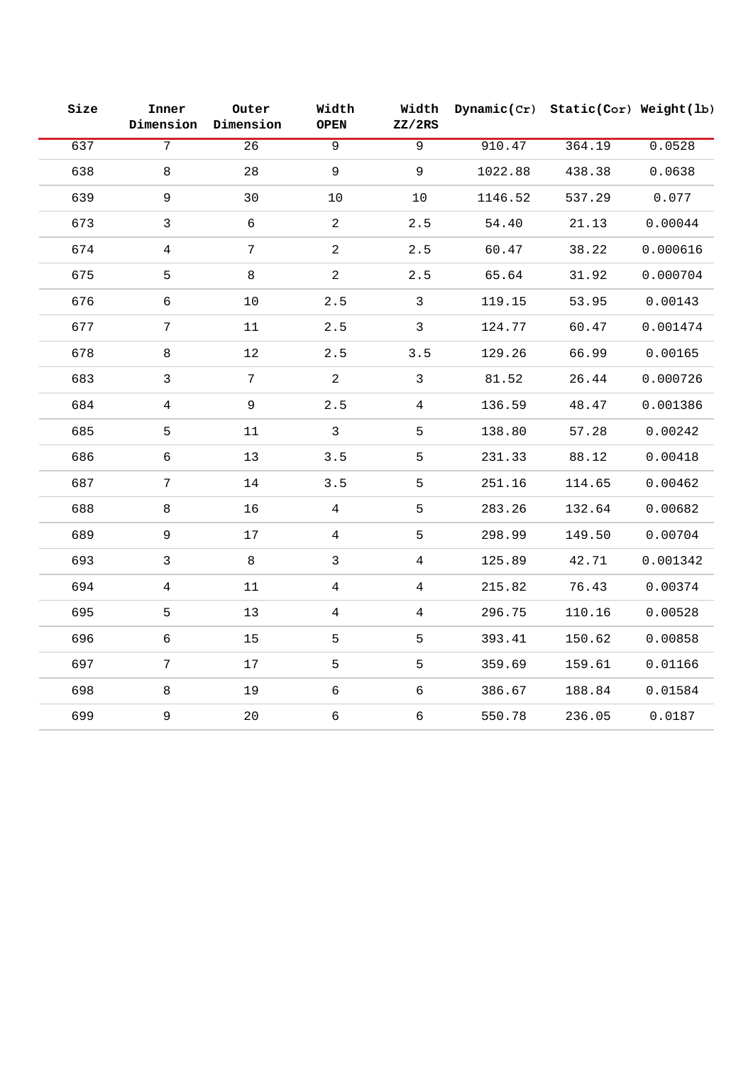| Size | Inner Dimension | Outer Dimension | Width OPEN | Width ZZ/2RS | Dynamic(Cr) | Static(Cor) | Weight(lb) |
|---|---|---|---|---|---|---|---|
| 637 | 7 | 26 | 9 | 9 | 910.47 | 364.19 | 0.0528 |
| 638 | 8 | 28 | 9 | 9 | 1022.88 | 438.38 | 0.0638 |
| 639 | 9 | 30 | 10 | 10 | 1146.52 | 537.29 | 0.077 |
| 673 | 3 | 6 | 2 | 2.5 | 54.40 | 21.13 | 0.00044 |
| 674 | 4 | 7 | 2 | 2.5 | 60.47 | 38.22 | 0.000616 |
| 675 | 5 | 8 | 2 | 2.5 | 65.64 | 31.92 | 0.000704 |
| 676 | 6 | 10 | 2.5 | 3 | 119.15 | 53.95 | 0.00143 |
| 677 | 7 | 11 | 2.5 | 3 | 124.77 | 60.47 | 0.001474 |
| 678 | 8 | 12 | 2.5 | 3.5 | 129.26 | 66.99 | 0.00165 |
| 683 | 3 | 7 | 2 | 3 | 81.52 | 26.44 | 0.000726 |
| 684 | 4 | 9 | 2.5 | 4 | 136.59 | 48.47 | 0.001386 |
| 685 | 5 | 11 | 3 | 5 | 138.80 | 57.28 | 0.00242 |
| 686 | 6 | 13 | 3.5 | 5 | 231.33 | 88.12 | 0.00418 |
| 687 | 7 | 14 | 3.5 | 5 | 251.16 | 114.65 | 0.00462 |
| 688 | 8 | 16 | 4 | 5 | 283.26 | 132.64 | 0.00682 |
| 689 | 9 | 17 | 4 | 5 | 298.99 | 149.50 | 0.00704 |
| 693 | 3 | 8 | 3 | 4 | 125.89 | 42.71 | 0.001342 |
| 694 | 4 | 11 | 4 | 4 | 215.82 | 76.43 | 0.00374 |
| 695 | 5 | 13 | 4 | 4 | 296.75 | 110.16 | 0.00528 |
| 696 | 6 | 15 | 5 | 5 | 393.41 | 150.62 | 0.00858 |
| 697 | 7 | 17 | 5 | 5 | 359.69 | 159.61 | 0.01166 |
| 698 | 8 | 19 | 6 | 6 | 386.67 | 188.84 | 0.01584 |
| 699 | 9 | 20 | 6 | 6 | 550.78 | 236.05 | 0.0187 |